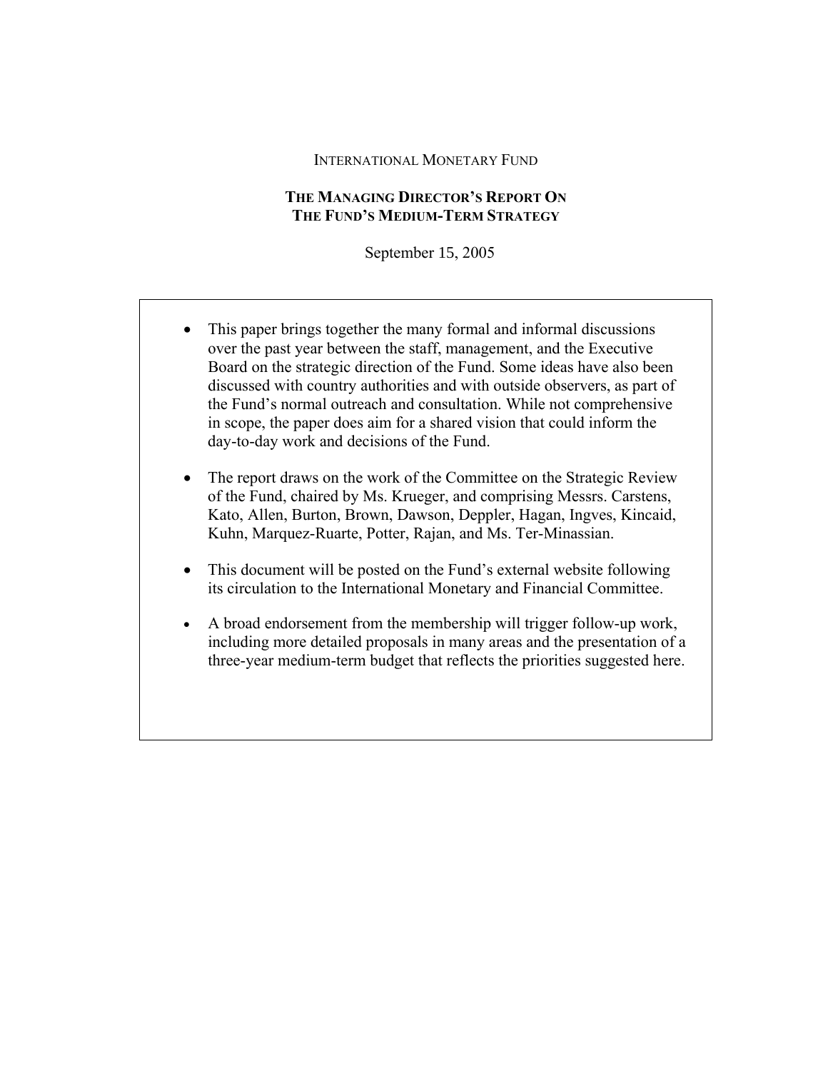INTERNATIONAL MONETARY FUND

# THE MANAGING DIRECTOR'S REPORT ON THE FUND'S MEDIUM-TERM STRATEGY

September 15, 2005

- This paper brings together the many formal and informal discussions over the past year between the staff, management, and the Executive Board on the strategic direction of the Fund. Some ideas have also been discussed with country authorities and with outside observers, as part of the Fund's normal outreach and consultation. While not comprehensive in scope, the paper does aim for a shared vision that could inform the day-to-day work and decisions of the Fund.

- The report draws on the work of the Committee on the Strategic Review of the Fund, chaired by Ms. Krueger, and comprising Messrs. Carstens, Kato, Allen, Burton, Brown, Dawson, Deppler, Hagan, Ingves, Kincaid, Kuhn, Marquez-Ruarte, Potter, Rajan, and Ms. Ter-Minassian.

- This document will be posted on the Fund's external website following its circulation to the International Monetary and Financial Committee.

- A broad endorsement from the membership will trigger follow-up work, including more detailed proposals in many areas and the presentation of a three-year medium-term budget that reflects the priorities suggested here.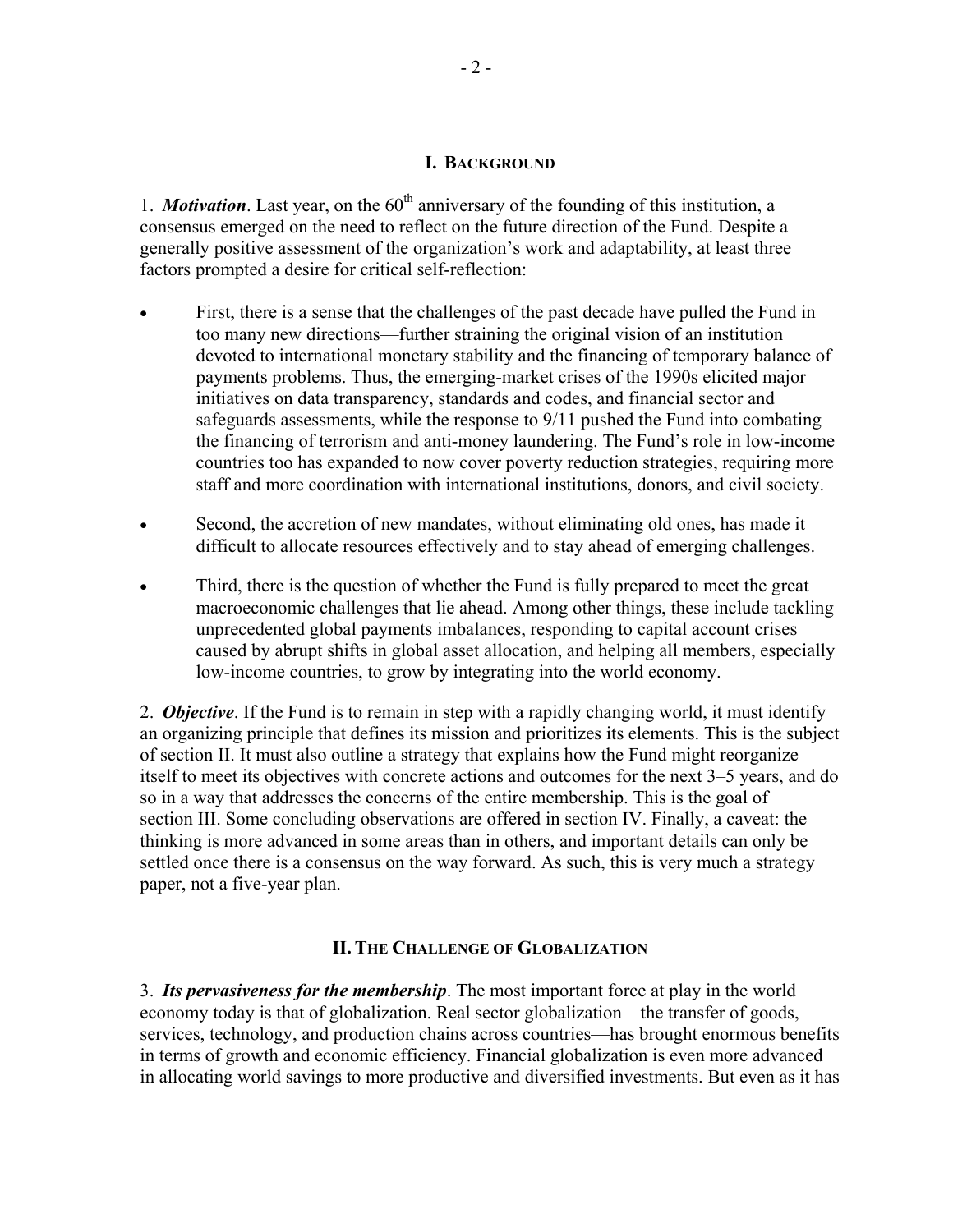## I. Background

1. ***Motivation***. Last year, on the $60^{th}$ anniversary of the founding of this institution, a consensus emerged on the need to reflect on the future direction of the Fund. Despite a generally positive assessment of the organization's work and adaptability, at least three factors prompted a desire for critical self-reflection:

- First, there is a sense that the challenges of the past decade have pulled the Fund in too many new directions—further straining the original vision of an institution devoted to international monetary stability and the financing of temporary balance of payments problems. Thus, the emerging-market crises of the 1990s elicited major initiatives on data transparency, standards and codes, and financial sector and safeguards assessments, while the response to 9/11 pushed the Fund into combating the financing of terrorism and anti-money laundering. The Fund's role in low-income countries too has expanded to now cover poverty reduction strategies, requiring more staff and more coordination with international institutions, donors, and civil society.

- Second, the accretion of new mandates, without eliminating old ones, has made it difficult to allocate resources effectively and to stay ahead of emerging challenges.

- Third, there is the question of whether the Fund is fully prepared to meet the great macroeconomic challenges that lie ahead. Among other things, these include tackling unprecedented global payments imbalances, responding to capital account crises caused by abrupt shifts in global asset allocation, and helping all members, especially low-income countries, to grow by integrating into the world economy.

2. ***Objective***. If the Fund is to remain in step with a rapidly changing world, it must identify an organizing principle that defines its mission and prioritizes its elements. This is the subject of section II. It must also outline a strategy that explains how the Fund might reorganize itself to meet its objectives with concrete actions and outcomes for the next 3–5 years, and do so in a way that addresses the concerns of the entire membership. This is the goal of section III. Some concluding observations are offered in section IV. Finally, a caveat: the thinking is more advanced in some areas than in others, and important details can only be settled once there is a consensus on the way forward. As such, this is very much a strategy paper, not a five-year plan.

## II. The Challenge of Globalization

3. ***Its pervasiveness for the membership***. The most important force at play in the world economy today is that of globalization. Real sector globalization—the transfer of goods, services, technology, and production chains across countries—has brought enormous benefits in terms of growth and economic efficiency. Financial globalization is even more advanced in allocating world savings to more productive and diversified investments. But even as it has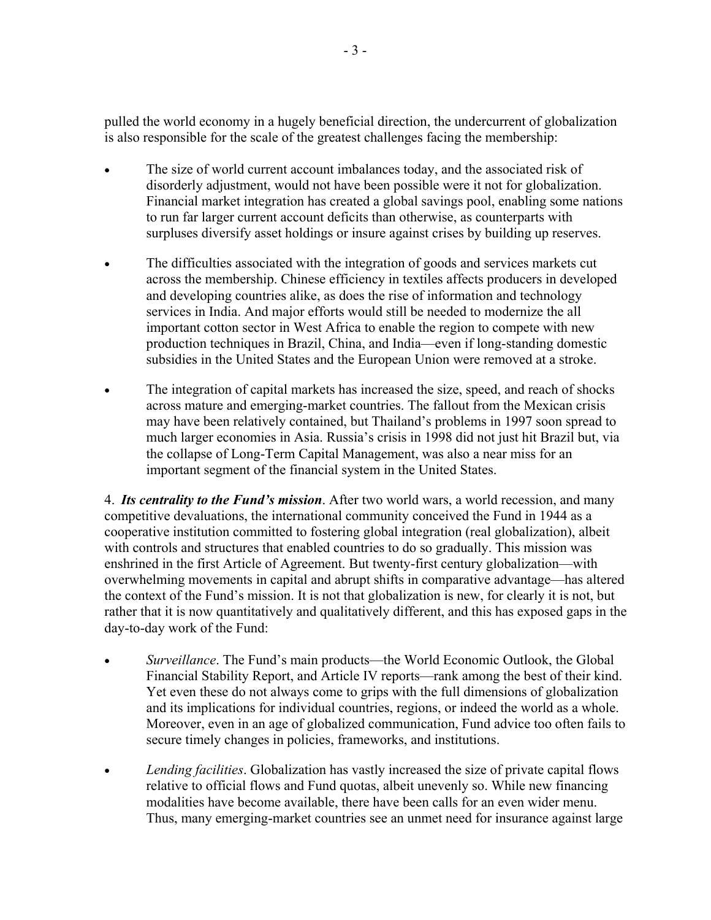pulled the world economy in a hugely beneficial direction, the undercurrent of globalization is also responsible for the scale of the greatest challenges facing the membership:

- The size of world current account imbalances today, and the associated risk of disorderly adjustment, would not have been possible were it not for globalization. Financial market integration has created a global savings pool, enabling some nations to run far larger current account deficits than otherwise, as counterparts with surpluses diversify asset holdings or insure against crises by building up reserves.

- The difficulties associated with the integration of goods and services markets cut across the membership. Chinese efficiency in textiles affects producers in developed and developing countries alike, as does the rise of information and technology services in India. And major efforts would still be needed to modernize the all important cotton sector in West Africa to enable the region to compete with new production techniques in Brazil, China, and India—even if long-standing domestic subsidies in the United States and the European Union were removed at a stroke.

- The integration of capital markets has increased the size, speed, and reach of shocks across mature and emerging-market countries. The fallout from the Mexican crisis may have been relatively contained, but Thailand's problems in 1997 soon spread to much larger economies in Asia. Russia's crisis in 1998 did not just hit Brazil but, via the collapse of Long-Term Capital Management, was also a near miss for an important segment of the financial system in the United States.

4. ***Its centrality to the Fund's mission***. After two world wars, a world recession, and many competitive devaluations, the international community conceived the Fund in 1944 as a cooperative institution committed to fostering global integration (real globalization), albeit with controls and structures that enabled countries to do so gradually. This mission was enshrined in the first Article of Agreement. But twenty-first century globalization—with overwhelming movements in capital and abrupt shifts in comparative advantage—has altered the context of the Fund's mission. It is not that globalization is new, for clearly it is not, but rather that it is now quantitatively and qualitatively different, and this has exposed gaps in the day-to-day work of the Fund:

- *Surveillance*. The Fund's main products—the World Economic Outlook, the Global Financial Stability Report, and Article IV reports—rank among the best of their kind. Yet even these do not always come to grips with the full dimensions of globalization and its implications for individual countries, regions, or indeed the world as a whole. Moreover, even in an age of globalized communication, Fund advice too often fails to secure timely changes in policies, frameworks, and institutions.

- *Lending facilities*. Globalization has vastly increased the size of private capital flows relative to official flows and Fund quotas, albeit unevenly so. While new financing modalities have become available, there have been calls for an even wider menu. Thus, many emerging-market countries see an unmet need for insurance against large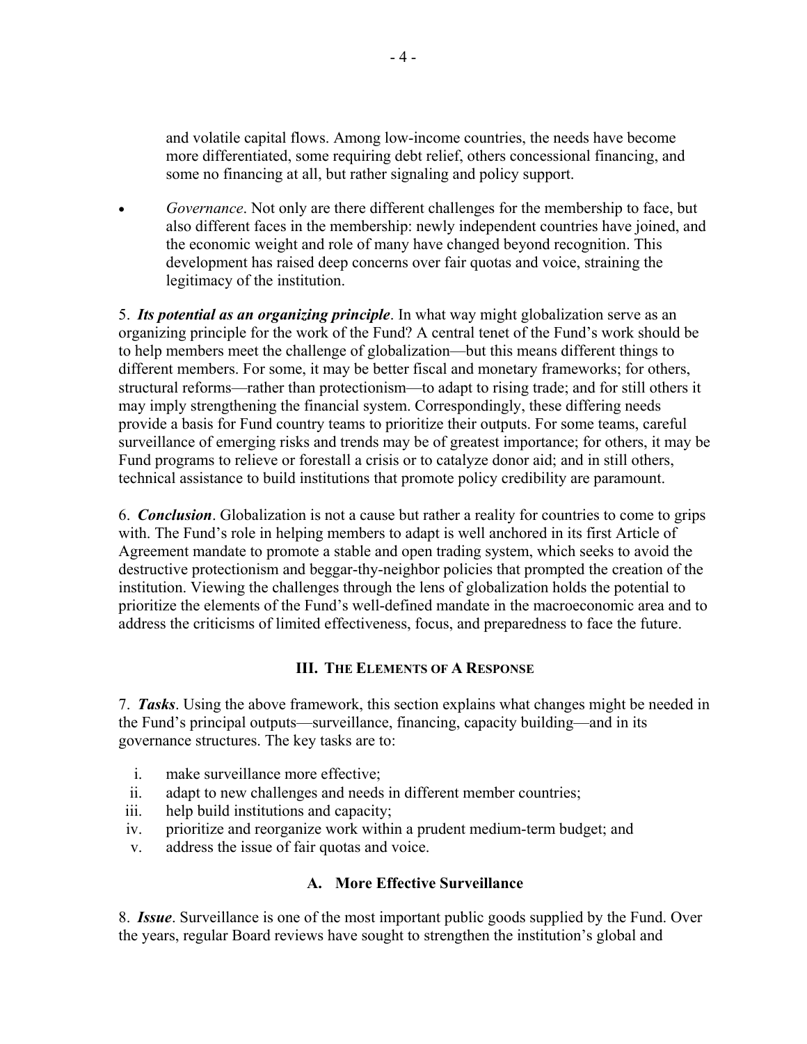and volatile capital flows. Among low-income countries, the needs have become more differentiated, some requiring debt relief, others concessional financing, and some no financing at all, but rather signaling and policy support.

- *Governance*. Not only are there different challenges for the membership to face, but also different faces in the membership: newly independent countries have joined, and the economic weight and role of many have changed beyond recognition. This development has raised deep concerns over fair quotas and voice, straining the legitimacy of the institution.

5. ***Its potential as an organizing principle***. In what way might globalization serve as an organizing principle for the work of the Fund? A central tenet of the Fund's work should be to help members meet the challenge of globalization—but this means different things to different members. For some, it may be better fiscal and monetary frameworks; for others, structural reforms—rather than protectionism—to adapt to rising trade; and for still others it may imply strengthening the financial system. Correspondingly, these differing needs provide a basis for Fund country teams to prioritize their outputs. For some teams, careful surveillance of emerging risks and trends may be of greatest importance; for others, it may be Fund programs to relieve or forestall a crisis or to catalyze donor aid; and in still others, technical assistance to build institutions that promote policy credibility are paramount.

6. ***Conclusion***. Globalization is not a cause but rather a reality for countries to come to grips with. The Fund's role in helping members to adapt is well anchored in its first Article of Agreement mandate to promote a stable and open trading system, which seeks to avoid the destructive protectionism and beggar-thy-neighbor policies that prompted the creation of the institution. Viewing the challenges through the lens of globalization holds the potential to prioritize the elements of the Fund's well-defined mandate in the macroeconomic area and to address the criticisms of limited effectiveness, focus, and preparedness to face the future.

## III. The Elements of a Response

7. ***Tasks***. Using the above framework, this section explains what changes might be needed in the Fund's principal outputs—surveillance, financing, capacity building—and in its governance structures. The key tasks are to:

i. make surveillance more effective;
ii. adapt to new challenges and needs in different member countries;
iii. help build institutions and capacity;
iv. prioritize and reorganize work within a prudent medium-term budget; and
v. address the issue of fair quotas and voice.

### A. More Effective Surveillance

8. ***Issue***. Surveillance is one of the most important public goods supplied by the Fund. Over the years, regular Board reviews have sought to strengthen the institution's global and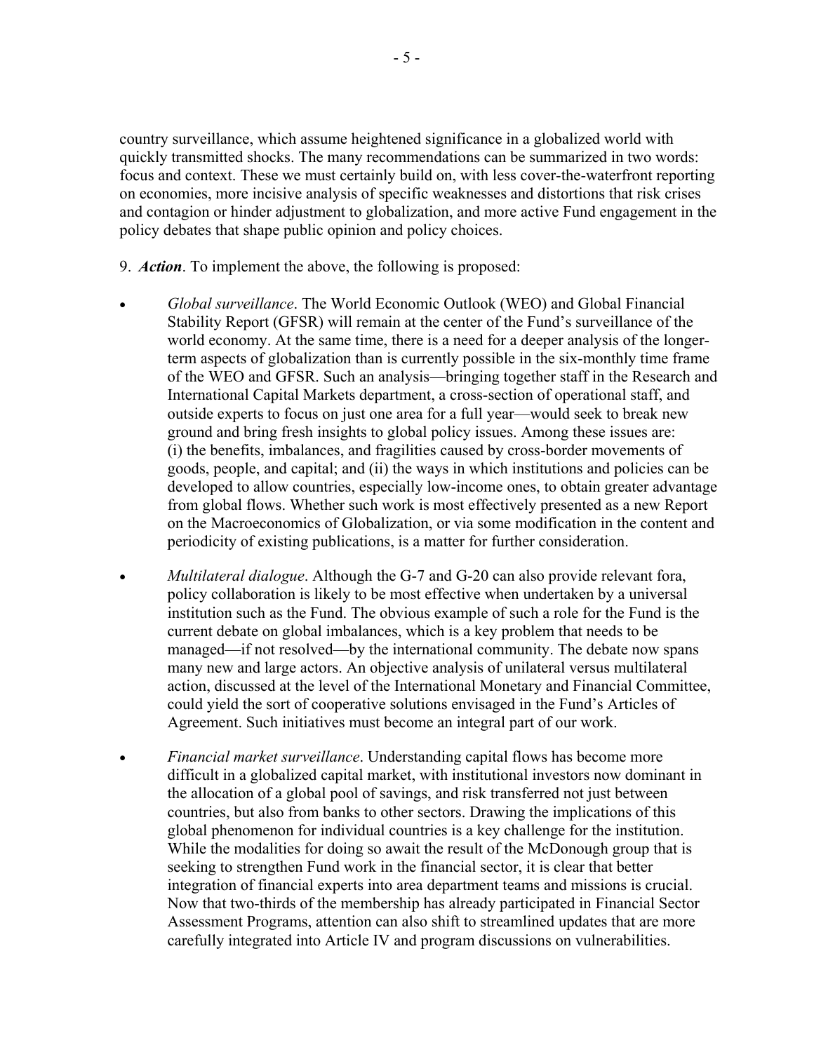country surveillance, which assume heightened significance in a globalized world with quickly transmitted shocks. The many recommendations can be summarized in two words: focus and context. These we must certainly build on, with less cover-the-waterfront reporting on economies, more incisive analysis of specific weaknesses and distortions that risk crises and contagion or hinder adjustment to globalization, and more active Fund engagement in the policy debates that shape public opinion and policy choices.

9. ***Action***. To implement the above, the following is proposed:

- *Global surveillance*. The World Economic Outlook (WEO) and Global Financial Stability Report (GFSR) will remain at the center of the Fund's surveillance of the world economy. At the same time, there is a need for a deeper analysis of the longer-term aspects of globalization than is currently possible in the six-monthly time frame of the WEO and GFSR. Such an analysis—bringing together staff in the Research and International Capital Markets department, a cross-section of operational staff, and outside experts to focus on just one area for a full year—would seek to break new ground and bring fresh insights to global policy issues. Among these issues are: (i) the benefits, imbalances, and fragilities caused by cross-border movements of goods, people, and capital; and (ii) the ways in which institutions and policies can be developed to allow countries, especially low-income ones, to obtain greater advantage from global flows. Whether such work is most effectively presented as a new Report on the Macroeconomics of Globalization, or via some modification in the content and periodicity of existing publications, is a matter for further consideration.

- *Multilateral dialogue*. Although the G-7 and G-20 can also provide relevant fora, policy collaboration is likely to be most effective when undertaken by a universal institution such as the Fund. The obvious example of such a role for the Fund is the current debate on global imbalances, which is a key problem that needs to be managed—if not resolved—by the international community. The debate now spans many new and large actors. An objective analysis of unilateral versus multilateral action, discussed at the level of the International Monetary and Financial Committee, could yield the sort of cooperative solutions envisaged in the Fund's Articles of Agreement. Such initiatives must become an integral part of our work.

- *Financial market surveillance*. Understanding capital flows has become more difficult in a globalized capital market, with institutional investors now dominant in the allocation of a global pool of savings, and risk transferred not just between countries, but also from banks to other sectors. Drawing the implications of this global phenomenon for individual countries is a key challenge for the institution. While the modalities for doing so await the result of the McDonough group that is seeking to strengthen Fund work in the financial sector, it is clear that better integration of financial experts into area department teams and missions is crucial. Now that two-thirds of the membership has already participated in Financial Sector Assessment Programs, attention can also shift to streamlined updates that are more carefully integrated into Article IV and program discussions on vulnerabilities.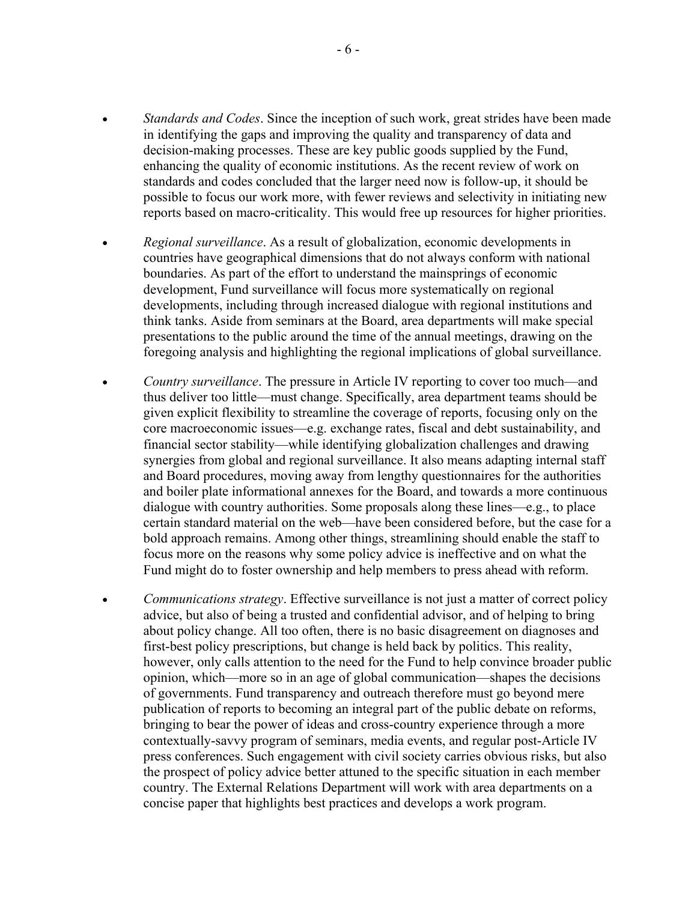- *Standards and Codes*. Since the inception of such work, great strides have been made in identifying the gaps and improving the quality and transparency of data and decision-making processes. These are key public goods supplied by the Fund, enhancing the quality of economic institutions. As the recent review of work on standards and codes concluded that the larger need now is follow-up, it should be possible to focus our work more, with fewer reviews and selectivity in initiating new reports based on macro-criticality. This would free up resources for higher priorities.

- *Regional surveillance*. As a result of globalization, economic developments in countries have geographical dimensions that do not always conform with national boundaries. As part of the effort to understand the mainsprings of economic development, Fund surveillance will focus more systematically on regional developments, including through increased dialogue with regional institutions and think tanks. Aside from seminars at the Board, area departments will make special presentations to the public around the time of the annual meetings, drawing on the foregoing analysis and highlighting the regional implications of global surveillance.

- *Country surveillance*. The pressure in Article IV reporting to cover too much—and thus deliver too little—must change. Specifically, area department teams should be given explicit flexibility to streamline the coverage of reports, focusing only on the core macroeconomic issues—e.g. exchange rates, fiscal and debt sustainability, and financial sector stability—while identifying globalization challenges and drawing synergies from global and regional surveillance. It also means adapting internal staff and Board procedures, moving away from lengthy questionnaires for the authorities and boiler plate informational annexes for the Board, and towards a more continuous dialogue with country authorities. Some proposals along these lines—e.g., to place certain standard material on the web—have been considered before, but the case for a bold approach remains. Among other things, streamlining should enable the staff to focus more on the reasons why some policy advice is ineffective and on what the Fund might do to foster ownership and help members to press ahead with reform.

- *Communications strategy*. Effective surveillance is not just a matter of correct policy advice, but also of being a trusted and confidential advisor, and of helping to bring about policy change. All too often, there is no basic disagreement on diagnoses and first-best policy prescriptions, but change is held back by politics. This reality, however, only calls attention to the need for the Fund to help convince broader public opinion, which—more so in an age of global communication—shapes the decisions of governments. Fund transparency and outreach therefore must go beyond mere publication of reports to becoming an integral part of the public debate on reforms, bringing to bear the power of ideas and cross-country experience through a more contextually-savvy program of seminars, media events, and regular post-Article IV press conferences. Such engagement with civil society carries obvious risks, but also the prospect of policy advice better attuned to the specific situation in each member country. The External Relations Department will work with area departments on a concise paper that highlights best practices and develops a work program.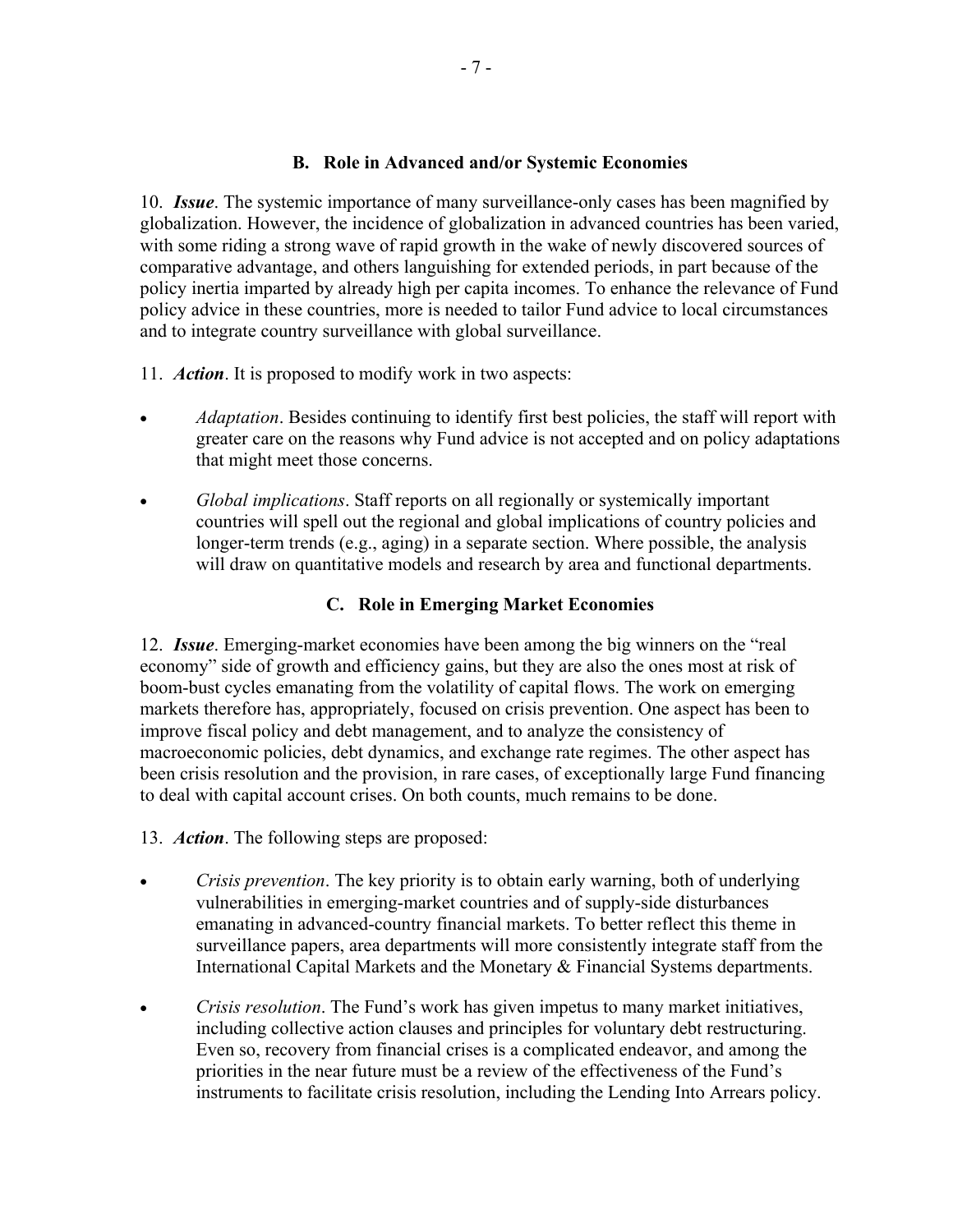### B. Role in Advanced and/or Systemic Economies

10. ***Issue***. The systemic importance of many surveillance-only cases has been magnified by globalization. However, the incidence of globalization in advanced countries has been varied, with some riding a strong wave of rapid growth in the wake of newly discovered sources of comparative advantage, and others languishing for extended periods, in part because of the policy inertia imparted by already high per capita incomes. To enhance the relevance of Fund policy advice in these countries, more is needed to tailor Fund advice to local circumstances and to integrate country surveillance with global surveillance.

11. ***Action***. It is proposed to modify work in two aspects:

- *Adaptation*. Besides continuing to identify first best policies, the staff will report with greater care on the reasons why Fund advice is not accepted and on policy adaptations that might meet those concerns.
- *Global implications*. Staff reports on all regionally or systemically important countries will spell out the regional and global implications of country policies and longer-term trends (e.g., aging) in a separate section. Where possible, the analysis will draw on quantitative models and research by area and functional departments.

### C. Role in Emerging Market Economies

12. ***Issue***. Emerging-market economies have been among the big winners on the "real economy" side of growth and efficiency gains, but they are also the ones most at risk of boom-bust cycles emanating from the volatility of capital flows. The work on emerging markets therefore has, appropriately, focused on crisis prevention. One aspect has been to improve fiscal policy and debt management, and to analyze the consistency of macroeconomic policies, debt dynamics, and exchange rate regimes. The other aspect has been crisis resolution and the provision, in rare cases, of exceptionally large Fund financing to deal with capital account crises. On both counts, much remains to be done.

13. ***Action***. The following steps are proposed:

- *Crisis prevention*. The key priority is to obtain early warning, both of underlying vulnerabilities in emerging-market countries and of supply-side disturbances emanating in advanced-country financial markets. To better reflect this theme in surveillance papers, area departments will more consistently integrate staff from the International Capital Markets and the Monetary & Financial Systems departments.
- *Crisis resolution*. The Fund's work has given impetus to many market initiatives, including collective action clauses and principles for voluntary debt restructuring. Even so, recovery from financial crises is a complicated endeavor, and among the priorities in the near future must be a review of the effectiveness of the Fund's instruments to facilitate crisis resolution, including the Lending Into Arrears policy.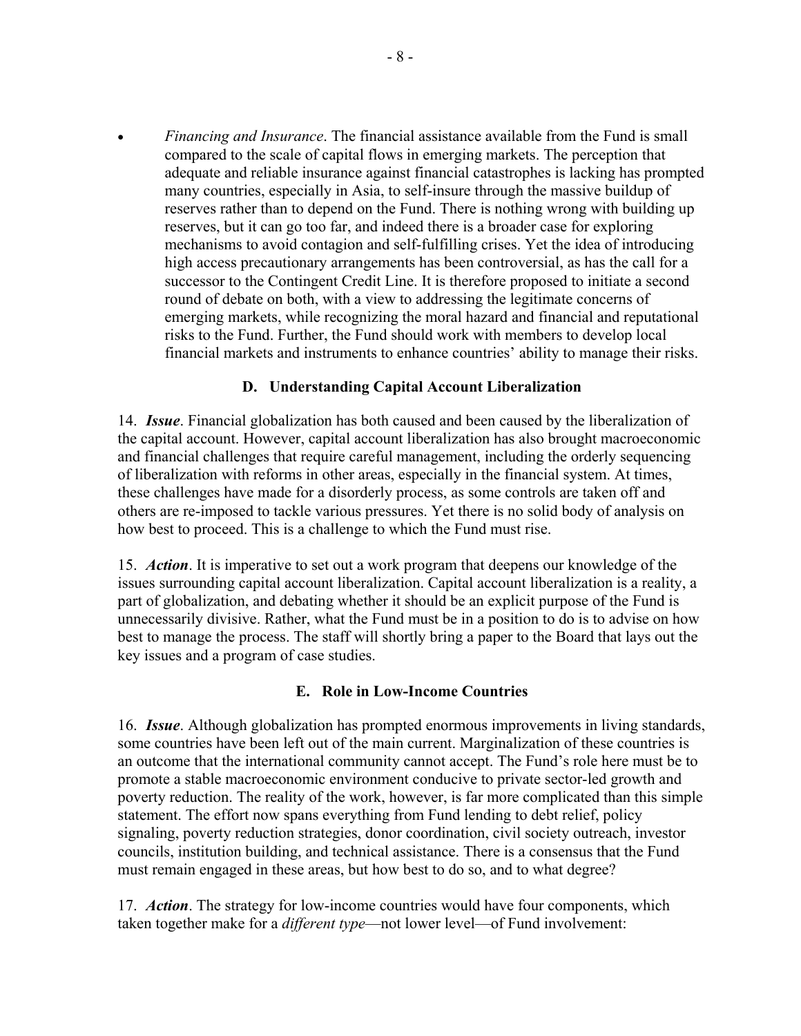- *Financing and Insurance*. The financial assistance available from the Fund is small compared to the scale of capital flows in emerging markets. The perception that adequate and reliable insurance against financial catastrophes is lacking has prompted many countries, especially in Asia, to self-insure through the massive buildup of reserves rather than to depend on the Fund. There is nothing wrong with building up reserves, but it can go too far, and indeed there is a broader case for exploring mechanisms to avoid contagion and self-fulfilling crises. Yet the idea of introducing high access precautionary arrangements has been controversial, as has the call for a successor to the Contingent Credit Line. It is therefore proposed to initiate a second round of debate on both, with a view to addressing the legitimate concerns of emerging markets, while recognizing the moral hazard and financial and reputational risks to the Fund. Further, the Fund should work with members to develop local financial markets and instruments to enhance countries' ability to manage their risks.

### D. Understanding Capital Account Liberalization

14. ***Issue***. Financial globalization has both caused and been caused by the liberalization of the capital account. However, capital account liberalization has also brought macroeconomic and financial challenges that require careful management, including the orderly sequencing of liberalization with reforms in other areas, especially in the financial system. At times, these challenges have made for a disorderly process, as some controls are taken off and others are re-imposed to tackle various pressures. Yet there is no solid body of analysis on how best to proceed. This is a challenge to which the Fund must rise.

15. ***Action***. It is imperative to set out a work program that deepens our knowledge of the issues surrounding capital account liberalization. Capital account liberalization is a reality, a part of globalization, and debating whether it should be an explicit purpose of the Fund is unnecessarily divisive. Rather, what the Fund must be in a position to do is to advise on how best to manage the process. The staff will shortly bring a paper to the Board that lays out the key issues and a program of case studies.

### E. Role in Low-Income Countries

16. ***Issue***. Although globalization has prompted enormous improvements in living standards, some countries have been left out of the main current. Marginalization of these countries is an outcome that the international community cannot accept. The Fund's role here must be to promote a stable macroeconomic environment conducive to private sector-led growth and poverty reduction. The reality of the work, however, is far more complicated than this simple statement. The effort now spans everything from Fund lending to debt relief, policy signaling, poverty reduction strategies, donor coordination, civil society outreach, investor councils, institution building, and technical assistance. There is a consensus that the Fund must remain engaged in these areas, but how best to do so, and to what degree?

17. ***Action***. The strategy for low-income countries would have four components, which taken together make for a *different type*—not lower level—of Fund involvement: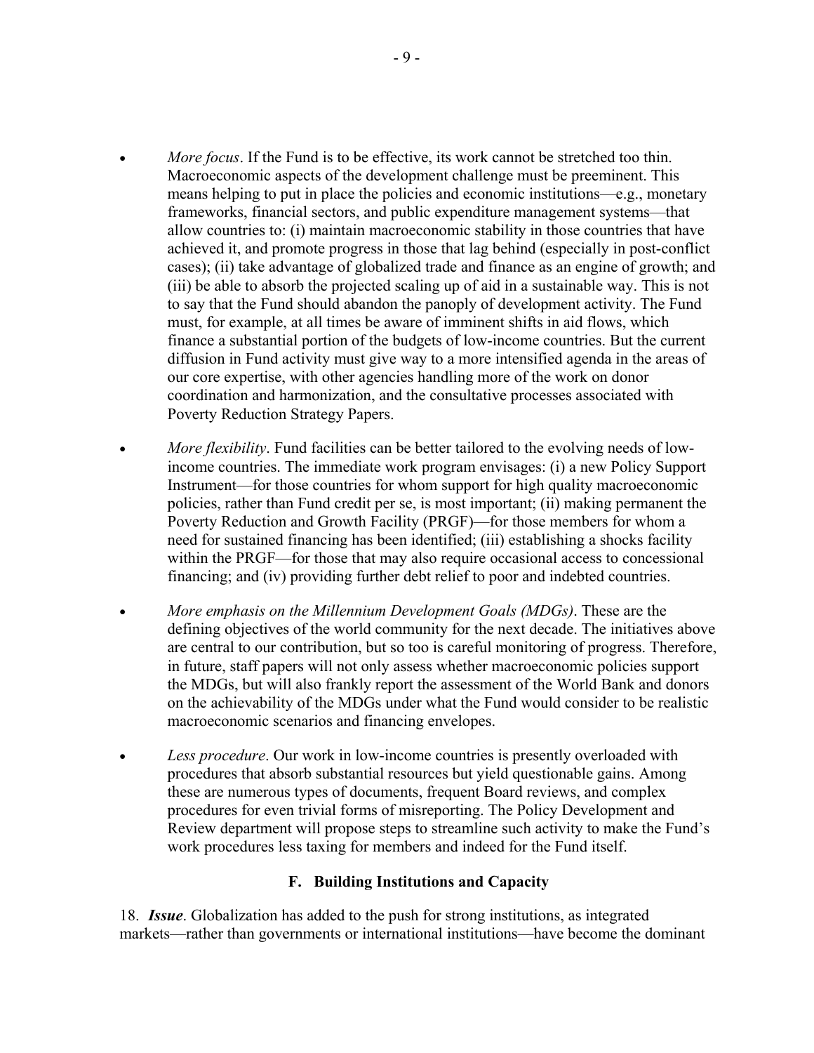- *More focus*. If the Fund is to be effective, its work cannot be stretched too thin. Macroeconomic aspects of the development challenge must be preeminent. This means helping to put in place the policies and economic institutions—e.g., monetary frameworks, financial sectors, and public expenditure management systems—that allow countries to: (i) maintain macroeconomic stability in those countries that have achieved it, and promote progress in those that lag behind (especially in post-conflict cases); (ii) take advantage of globalized trade and finance as an engine of growth; and (iii) be able to absorb the projected scaling up of aid in a sustainable way. This is not to say that the Fund should abandon the panoply of development activity. The Fund must, for example, at all times be aware of imminent shifts in aid flows, which finance a substantial portion of the budgets of low-income countries. But the current diffusion in Fund activity must give way to a more intensified agenda in the areas of our core expertise, with other agencies handling more of the work on donor coordination and harmonization, and the consultative processes associated with Poverty Reduction Strategy Papers.

- *More flexibility*. Fund facilities can be better tailored to the evolving needs of low-income countries. The immediate work program envisages: (i) a new Policy Support Instrument—for those countries for whom support for high quality macroeconomic policies, rather than Fund credit per se, is most important; (ii) making permanent the Poverty Reduction and Growth Facility (PRGF)—for those members for whom a need for sustained financing has been identified; (iii) establishing a shocks facility within the PRGF—for those that may also require occasional access to concessional financing; and (iv) providing further debt relief to poor and indebted countries.

- *More emphasis on the Millennium Development Goals (MDGs)*. These are the defining objectives of the world community for the next decade. The initiatives above are central to our contribution, but so too is careful monitoring of progress. Therefore, in future, staff papers will not only assess whether macroeconomic policies support the MDGs, but will also frankly report the assessment of the World Bank and donors on the achievability of the MDGs under what the Fund would consider to be realistic macroeconomic scenarios and financing envelopes.

- *Less procedure*. Our work in low-income countries is presently overloaded with procedures that absorb substantial resources but yield questionable gains. Among these are numerous types of documents, frequent Board reviews, and complex procedures for even trivial forms of misreporting. The Policy Development and Review department will propose steps to streamline such activity to make the Fund's work procedures less taxing for members and indeed for the Fund itself.

### F. Building Institutions and Capacity

18. ***Issue***. Globalization has added to the push for strong institutions, as integrated markets—rather than governments or international institutions—have become the dominant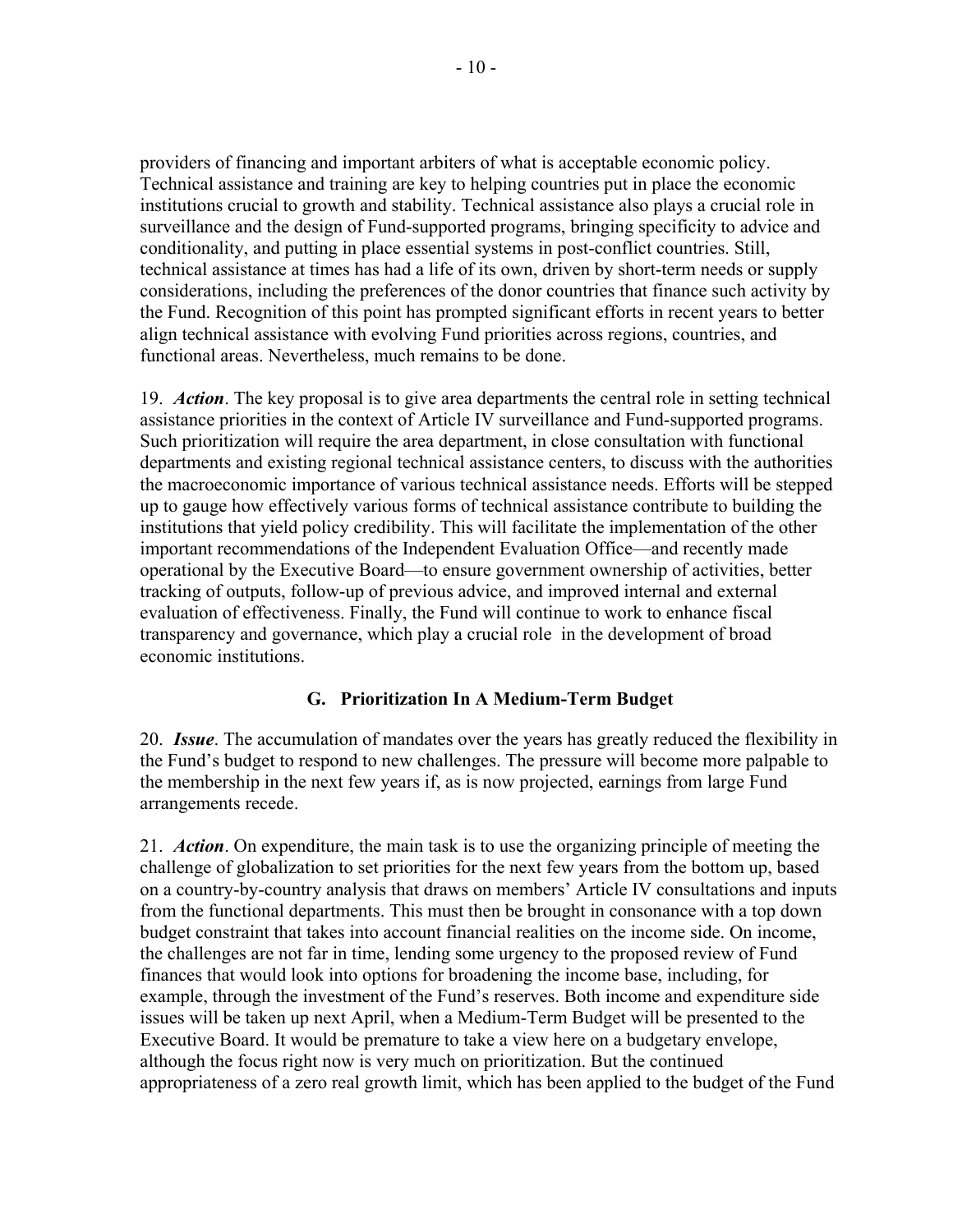providers of financing and important arbiters of what is acceptable economic policy. Technical assistance and training are key to helping countries put in place the economic institutions crucial to growth and stability. Technical assistance also plays a crucial role in surveillance and the design of Fund-supported programs, bringing specificity to advice and conditionality, and putting in place essential systems in post-conflict countries. Still, technical assistance at times has had a life of its own, driven by short-term needs or supply considerations, including the preferences of the donor countries that finance such activity by the Fund. Recognition of this point has prompted significant efforts in recent years to better align technical assistance with evolving Fund priorities across regions, countries, and functional areas. Nevertheless, much remains to be done.

19. ***Action***. The key proposal is to give area departments the central role in setting technical assistance priorities in the context of Article IV surveillance and Fund-supported programs. Such prioritization will require the area department, in close consultation with functional departments and existing regional technical assistance centers, to discuss with the authorities the macroeconomic importance of various technical assistance needs. Efforts will be stepped up to gauge how effectively various forms of technical assistance contribute to building the institutions that yield policy credibility. This will facilitate the implementation of the other important recommendations of the Independent Evaluation Office—and recently made operational by the Executive Board—to ensure government ownership of activities, better tracking of outputs, follow-up of previous advice, and improved internal and external evaluation of effectiveness. Finally, the Fund will continue to work to enhance fiscal transparency and governance, which play a crucial role in the development of broad economic institutions.

### G. Prioritization In A Medium-Term Budget

20. ***Issue***. The accumulation of mandates over the years has greatly reduced the flexibility in the Fund's budget to respond to new challenges. The pressure will become more palpable to the membership in the next few years if, as is now projected, earnings from large Fund arrangements recede.

21. ***Action***. On expenditure, the main task is to use the organizing principle of meeting the challenge of globalization to set priorities for the next few years from the bottom up, based on a country-by-country analysis that draws on members' Article IV consultations and inputs from the functional departments. This must then be brought in consonance with a top down budget constraint that takes into account financial realities on the income side. On income, the challenges are not far in time, lending some urgency to the proposed review of Fund finances that would look into options for broadening the income base, including, for example, through the investment of the Fund's reserves. Both income and expenditure side issues will be taken up next April, when a Medium-Term Budget will be presented to the Executive Board. It would be premature to take a view here on a budgetary envelope, although the focus right now is very much on prioritization. But the continued appropriateness of a zero real growth limit, which has been applied to the budget of the Fund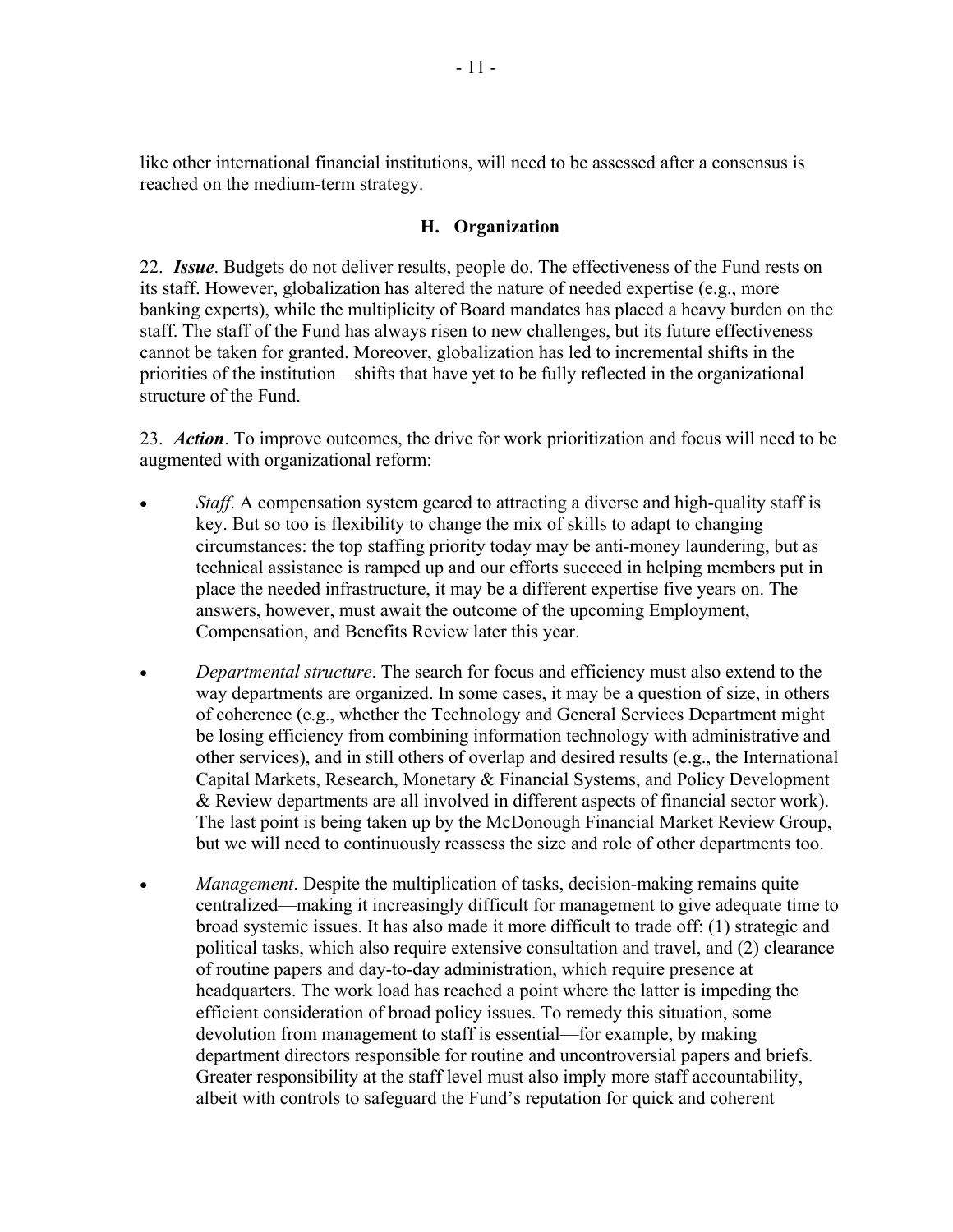like other international financial institutions, will need to be assessed after a consensus is reached on the medium-term strategy.

### H. Organization

22. ***Issue***. Budgets do not deliver results, people do. The effectiveness of the Fund rests on its staff. However, globalization has altered the nature of needed expertise (e.g., more banking experts), while the multiplicity of Board mandates has placed a heavy burden on the staff. The staff of the Fund has always risen to new challenges, but its future effectiveness cannot be taken for granted. Moreover, globalization has led to incremental shifts in the priorities of the institution—shifts that have yet to be fully reflected in the organizational structure of the Fund.

23. ***Action***. To improve outcomes, the drive for work prioritization and focus will need to be augmented with organizational reform:

- *Staff*. A compensation system geared to attracting a diverse and high-quality staff is key. But so too is flexibility to change the mix of skills to adapt to changing circumstances: the top staffing priority today may be anti-money laundering, but as technical assistance is ramped up and our efforts succeed in helping members put in place the needed infrastructure, it may be a different expertise five years on. The answers, however, must await the outcome of the upcoming Employment, Compensation, and Benefits Review later this year.

- *Departmental structure*. The search for focus and efficiency must also extend to the way departments are organized. In some cases, it may be a question of size, in others of coherence (e.g., whether the Technology and General Services Department might be losing efficiency from combining information technology with administrative and other services), and in still others of overlap and desired results (e.g., the International Capital Markets, Research, Monetary & Financial Systems, and Policy Development & Review departments are all involved in different aspects of financial sector work). The last point is being taken up by the McDonough Financial Market Review Group, but we will need to continuously reassess the size and role of other departments too.

- *Management*. Despite the multiplication of tasks, decision-making remains quite centralized—making it increasingly difficult for management to give adequate time to broad systemic issues. It has also made it more difficult to trade off: (1) strategic and political tasks, which also require extensive consultation and travel, and (2) clearance of routine papers and day-to-day administration, which require presence at headquarters. The work load has reached a point where the latter is impeding the efficient consideration of broad policy issues. To remedy this situation, some devolution from management to staff is essential—for example, by making department directors responsible for routine and uncontroversial papers and briefs. Greater responsibility at the staff level must also imply more staff accountability, albeit with controls to safeguard the Fund's reputation for quick and coherent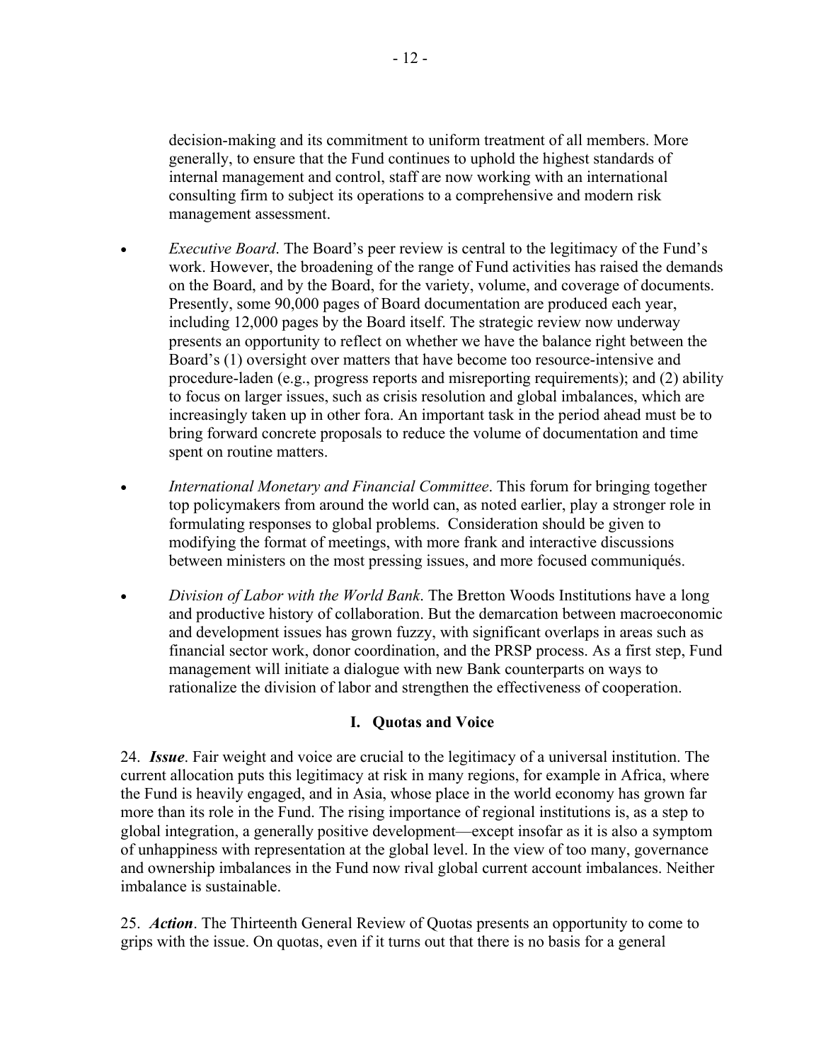decision-making and its commitment to uniform treatment of all members. More generally, to ensure that the Fund continues to uphold the highest standards of internal management and control, staff are now working with an international consulting firm to subject its operations to a comprehensive and modern risk management assessment.

- *Executive Board*. The Board's peer review is central to the legitimacy of the Fund's work. However, the broadening of the range of Fund activities has raised the demands on the Board, and by the Board, for the variety, volume, and coverage of documents. Presently, some 90,000 pages of Board documentation are produced each year, including 12,000 pages by the Board itself. The strategic review now underway presents an opportunity to reflect on whether we have the balance right between the Board's (1) oversight over matters that have become too resource-intensive and procedure-laden (e.g., progress reports and misreporting requirements); and (2) ability to focus on larger issues, such as crisis resolution and global imbalances, which are increasingly taken up in other fora. An important task in the period ahead must be to bring forward concrete proposals to reduce the volume of documentation and time spent on routine matters.

- *International Monetary and Financial Committee*. This forum for bringing together top policymakers from around the world can, as noted earlier, play a stronger role in formulating responses to global problems. Consideration should be given to modifying the format of meetings, with more frank and interactive discussions between ministers on the most pressing issues, and more focused communiqués.

- *Division of Labor with the World Bank*. The Bretton Woods Institutions have a long and productive history of collaboration. But the demarcation between macroeconomic and development issues has grown fuzzy, with significant overlaps in areas such as financial sector work, donor coordination, and the PRSP process. As a first step, Fund management will initiate a dialogue with new Bank counterparts on ways to rationalize the division of labor and strengthen the effectiveness of cooperation.

## I. Quotas and Voice

24. ***Issue***. Fair weight and voice are crucial to the legitimacy of a universal institution. The current allocation puts this legitimacy at risk in many regions, for example in Africa, where the Fund is heavily engaged, and in Asia, whose place in the world economy has grown far more than its role in the Fund. The rising importance of regional institutions is, as a step to global integration, a generally positive development—except insofar as it is also a symptom of unhappiness with representation at the global level. In the view of too many, governance and ownership imbalances in the Fund now rival global current account imbalances. Neither imbalance is sustainable.

25. ***Action***. The Thirteenth General Review of Quotas presents an opportunity to come to grips with the issue. On quotas, even if it turns out that there is no basis for a general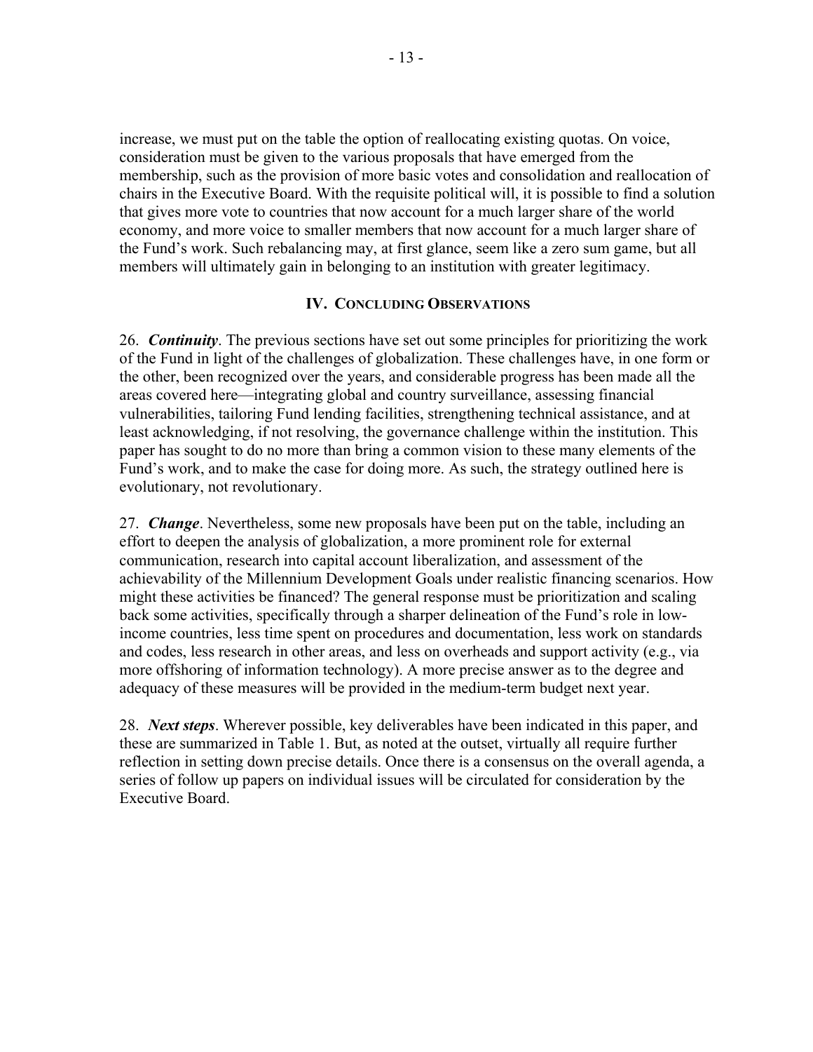increase, we must put on the table the option of reallocating existing quotas. On voice, consideration must be given to the various proposals that have emerged from the membership, such as the provision of more basic votes and consolidation and reallocation of chairs in the Executive Board. With the requisite political will, it is possible to find a solution that gives more vote to countries that now account for a much larger share of the world economy, and more voice to smaller members that now account for a much larger share of the Fund's work. Such rebalancing may, at first glance, seem like a zero sum game, but all members will ultimately gain in belonging to an institution with greater legitimacy.

## IV. Concluding Observations

26. ***Continuity***. The previous sections have set out some principles for prioritizing the work of the Fund in light of the challenges of globalization. These challenges have, in one form or the other, been recognized over the years, and considerable progress has been made all the areas covered here—integrating global and country surveillance, assessing financial vulnerabilities, tailoring Fund lending facilities, strengthening technical assistance, and at least acknowledging, if not resolving, the governance challenge within the institution. This paper has sought to do no more than bring a common vision to these many elements of the Fund's work, and to make the case for doing more. As such, the strategy outlined here is evolutionary, not revolutionary.

27. ***Change***. Nevertheless, some new proposals have been put on the table, including an effort to deepen the analysis of globalization, a more prominent role for external communication, research into capital account liberalization, and assessment of the achievability of the Millennium Development Goals under realistic financing scenarios. How might these activities be financed? The general response must be prioritization and scaling back some activities, specifically through a sharper delineation of the Fund's role in low-income countries, less time spent on procedures and documentation, less work on standards and codes, less research in other areas, and less on overheads and support activity (e.g., via more offshoring of information technology). A more precise answer as to the degree and adequacy of these measures will be provided in the medium-term budget next year.

28. ***Next steps***. Wherever possible, key deliverables have been indicated in this paper, and these are summarized in Table 1. But, as noted at the outset, virtually all require further reflection in setting down precise details. Once there is a consensus on the overall agenda, a series of follow up papers on individual issues will be circulated for consideration by the Executive Board.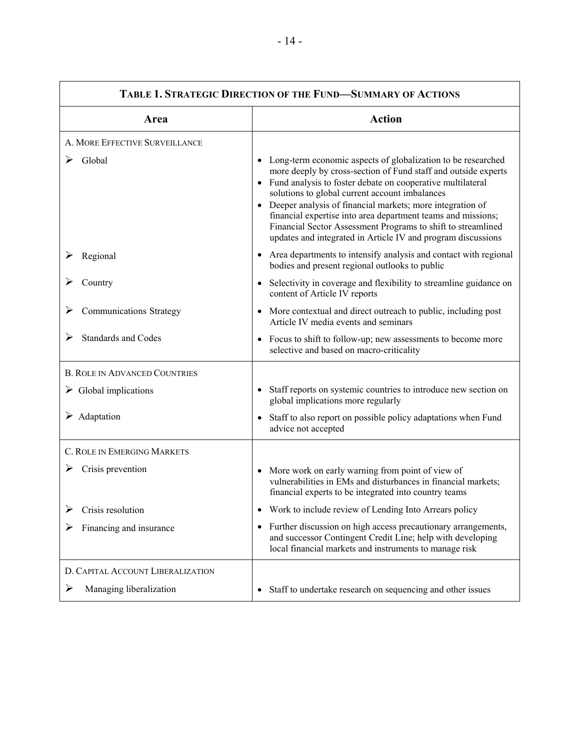| **TABLE 1. STRATEGIC DIRECTION OF THE FUND—SUMMARY OF ACTIONS** | |
|---|---|
| **Area** | **Action** |
| A. MORE EFFECTIVE SURVEILLANCE | |
| ➢ Global | • Long-term economic aspects of globalization to be researched more deeply by cross-section of Fund staff and outside experts<br>• Fund analysis to foster debate on cooperative multilateral solutions to global current account imbalances<br>• Deeper analysis of financial markets; more integration of financial expertise into area department teams and missions; Financial Sector Assessment Programs to shift to streamlined updates and integrated in Article IV and program discussions |
| ➢ Regional | • Area departments to intensify analysis and contact with regional bodies and present regional outlooks to public |
| ➢ Country | • Selectivity in coverage and flexibility to streamline guidance on content of Article IV reports |
| ➢ Communications Strategy | • More contextual and direct outreach to public, including post Article IV media events and seminars |
| ➢ Standards and Codes | • Focus to shift to follow-up; new assessments to become more selective and based on macro-criticality |
| B. ROLE IN ADVANCED COUNTRIES | |
| ➢ Global implications | • Staff reports on systemic countries to introduce new section on global implications more regularly |
| ➢ Adaptation | • Staff to also report on possible policy adaptations when Fund advice not accepted |
| C. ROLE IN EMERGING MARKETS | |
| ➢ Crisis prevention | • More work on early warning from point of view of vulnerabilities in EMs and disturbances in financial markets; financial experts to be integrated into country teams |
| ➢ Crisis resolution | • Work to include review of Lending Into Arrears policy |
| ➢ Financing and insurance | • Further discussion on high access precautionary arrangements, and successor Contingent Credit Line; help with developing local financial markets and instruments to manage risk |
| D. CAPITAL ACCOUNT LIBERALIZATION | |
| ➢ Managing liberalization | • Staff to undertake research on sequencing and other issues |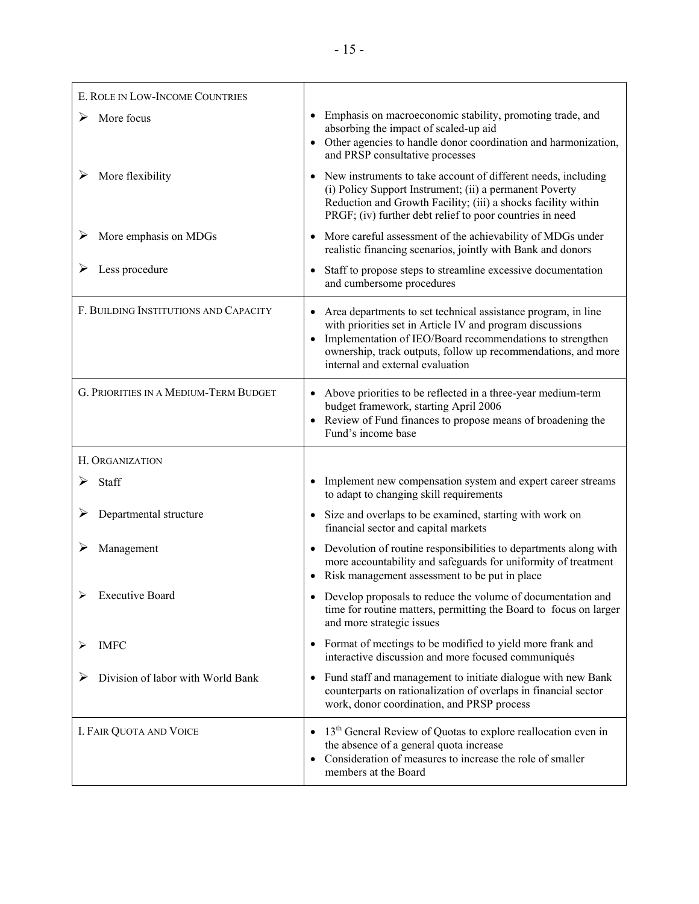| | |
|---|---|
| E. ROLE IN LOW-INCOME COUNTRIES | |
| ➢ More focus | • Emphasis on macroeconomic stability, promoting trade, and absorbing the impact of scaled-up aid<br>• Other agencies to handle donor coordination and harmonization, and PRSP consultative processes |
| ➢ More flexibility | • New instruments to take account of different needs, including (i) Policy Support Instrument; (ii) a permanent Poverty Reduction and Growth Facility; (iii) a shocks facility within PRGF; (iv) further debt relief to poor countries in need |
| ➢ More emphasis on MDGs | • More careful assessment of the achievability of MDGs under realistic financing scenarios, jointly with Bank and donors |
| ➢ Less procedure | • Staff to propose steps to streamline excessive documentation and cumbersome procedures |
| F. BUILDING INSTITUTIONS AND CAPACITY | • Area departments to set technical assistance program, in line with priorities set in Article IV and program discussions<br>• Implementation of IEO/Board recommendations to strengthen ownership, track outputs, follow up recommendations, and more internal and external evaluation |
| G. PRIORITIES IN A MEDIUM-TERM BUDGET | • Above priorities to be reflected in a three-year medium-term budget framework, starting April 2006<br>• Review of Fund finances to propose means of broadening the Fund's income base |
| H. ORGANIZATION | |
| ➢ Staff | • Implement new compensation system and expert career streams to adapt to changing skill requirements |
| ➢ Departmental structure | • Size and overlaps to be examined, starting with work on financial sector and capital markets |
| ➢ Management | • Devolution of routine responsibilities to departments along with more accountability and safeguards for uniformity of treatment<br>• Risk management assessment to be put in place |
| ➢ Executive Board | • Develop proposals to reduce the volume of documentation and time for routine matters, permitting the Board to focus on larger and more strategic issues |
| ➢ IMFC | • Format of meetings to be modified to yield more frank and interactive discussion and more focused communiqués |
| ➢ Division of labor with World Bank | • Fund staff and management to initiate dialogue with new Bank counterparts on rationalization of overlaps in financial sector work, donor coordination, and PRSP process |
| I. FAIR QUOTA AND VOICE | • 13th General Review of Quotas to explore reallocation even in the absence of a general quota increase<br>• Consideration of measures to increase the role of smaller members at the Board |